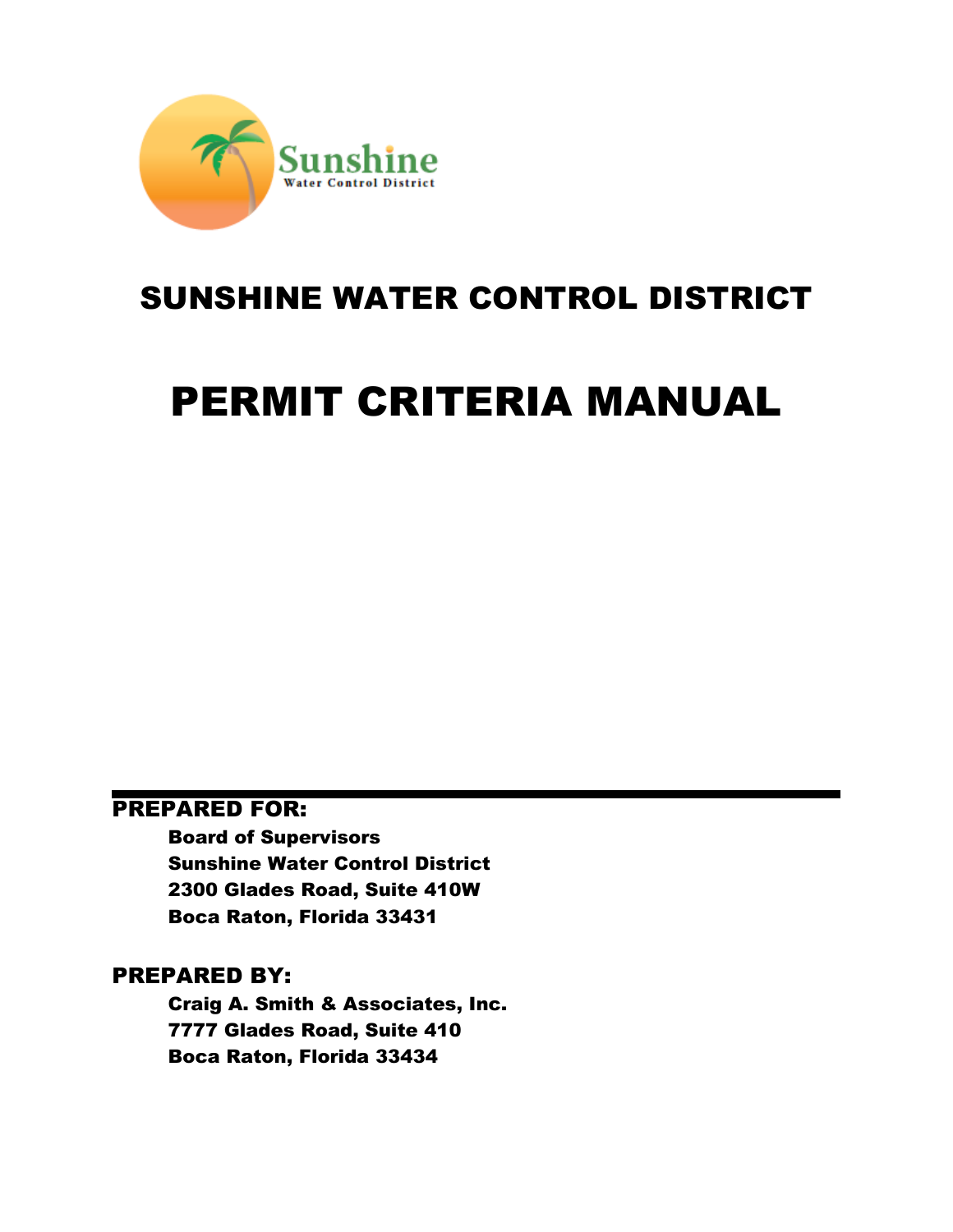Sunshine
Water Control District

# SUNSHINE WATER CONTROL DISTRICT

# PERMIT CRITERIA MANUAL

**PREPARED FOR:**

**Board of Supervisors**
**Sunshine Water Control District**
**2300 Glades Road, Suite 410W**
**Boca Raton, Florida 33431**

**PREPARED BY:**

**Craig A. Smith & Associates, Inc.**
**7777 Glades Road, Suite 410**
**Boca Raton, Florida 33434**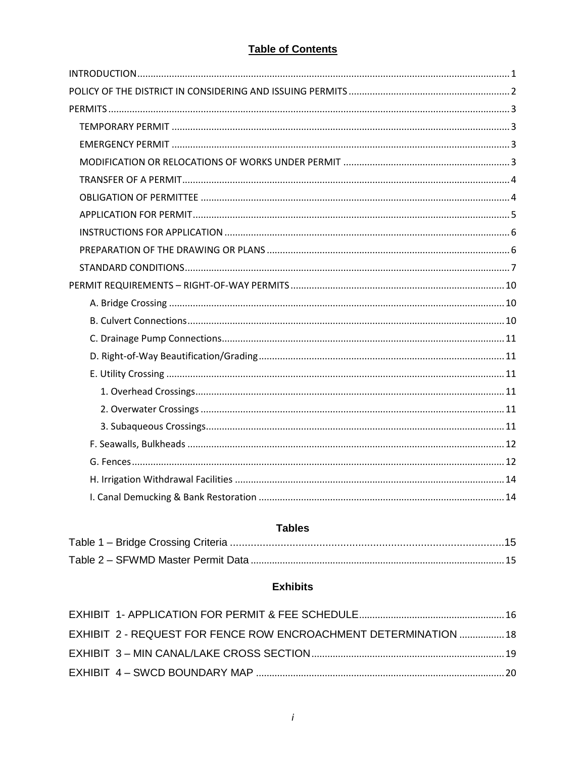# Table of Contents

- INTRODUCTION ........ 1
- POLICY OF THE DISTRICT IN CONSIDERING AND ISSUING PERMITS ........ 2
- PERMITS ........ 3
  - TEMPORARY PERMIT ........ 3
  - EMERGENCY PERMIT ........ 3
  - MODIFICATION OR RELOCATIONS OF WORKS UNDER PERMIT ........ 3
  - TRANSFER OF A PERMIT ........ 4
  - OBLIGATION OF PERMITTEE ........ 4
  - APPLICATION FOR PERMIT ........ 5
  - INSTRUCTIONS FOR APPLICATION ........ 6
  - PREPARATION OF THE DRAWING OR PLANS ........ 6
  - STANDARD CONDITIONS ........ 7
- PERMIT REQUIREMENTS – RIGHT-OF-WAY PERMITS ........ 10
  - A. Bridge Crossing ........ 10
  - B. Culvert Connections ........ 10
  - C. Drainage Pump Connections ........ 11
  - D. Right-of-Way Beautification/Grading ........ 11
  - E. Utility Crossing ........ 11
    - 1. Overhead Crossings ........ 11
    - 2. Overwater Crossings ........ 11
    - 3. Subaqueous Crossings ........ 11
  - F. Seawalls, Bulkheads ........ 12
  - G. Fences ........ 12
  - H. Irrigation Withdrawal Facilities ........ 14
  - I. Canal Demucking & Bank Restoration ........ 14

## Tables

- Table 1 – Bridge Crossing Criteria ........ 15
- Table 2 – SFWMD Master Permit Data ........ 15

## Exhibits

- EXHIBIT 1- APPLICATION FOR PERMIT & FEE SCHEDULE ........ 16
- EXHIBIT 2 - REQUEST FOR FENCE ROW ENCROACHMENT DETERMINATION ........ 18
- EXHIBIT 3 – MIN CANAL/LAKE CROSS SECTION ........ 19
- EXHIBIT 4 – SWCD BOUNDARY MAP ........ 20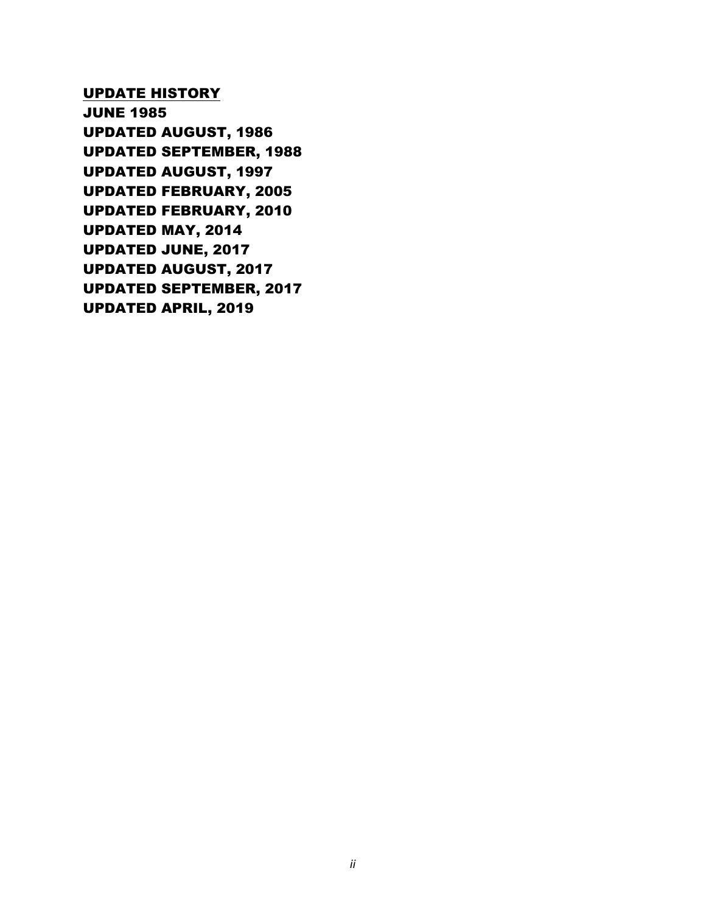**UPDATE HISTORY**

**JUNE 1985**

**UPDATED AUGUST, 1986**

**UPDATED SEPTEMBER, 1988**

**UPDATED AUGUST, 1997**

**UPDATED FEBRUARY, 2005**

**UPDATED FEBRUARY, 2010**

**UPDATED MAY, 2014**

**UPDATED JUNE, 2017**

**UPDATED AUGUST, 2017**

**UPDATED SEPTEMBER, 2017**

**UPDATED APRIL, 2019**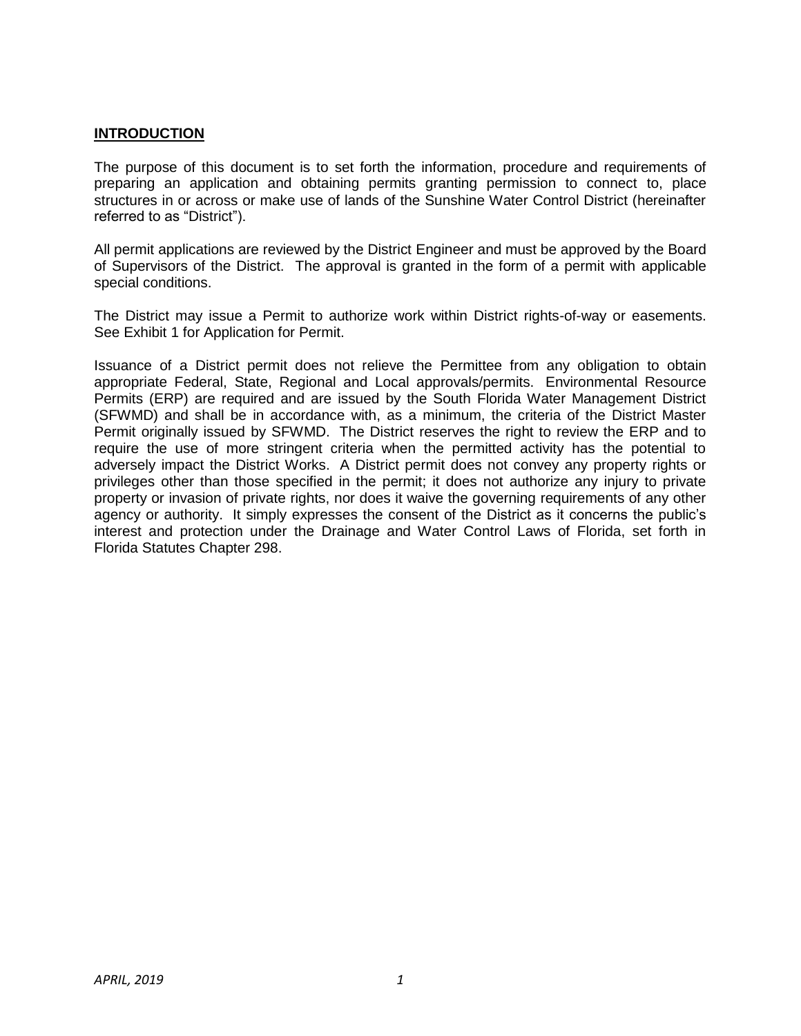## **INTRODUCTION**

The purpose of this document is to set forth the information, procedure and requirements of preparing an application and obtaining permits granting permission to connect to, place structures in or across or make use of lands of the Sunshine Water Control District (hereinafter referred to as "District").

All permit applications are reviewed by the District Engineer and must be approved by the Board of Supervisors of the District. The approval is granted in the form of a permit with applicable special conditions.

The District may issue a Permit to authorize work within District rights-of-way or easements. See Exhibit 1 for Application for Permit.

Issuance of a District permit does not relieve the Permittee from any obligation to obtain appropriate Federal, State, Regional and Local approvals/permits. Environmental Resource Permits (ERP) are required and are issued by the South Florida Water Management District (SFWMD) and shall be in accordance with, as a minimum, the criteria of the District Master Permit originally issued by SFWMD. The District reserves the right to review the ERP and to require the use of more stringent criteria when the permitted activity has the potential to adversely impact the District Works. A District permit does not convey any property rights or privileges other than those specified in the permit; it does not authorize any injury to private property or invasion of private rights, nor does it waive the governing requirements of any other agency or authority. It simply expresses the consent of the District as it concerns the public's interest and protection under the Drainage and Water Control Laws of Florida, set forth in Florida Statutes Chapter 298.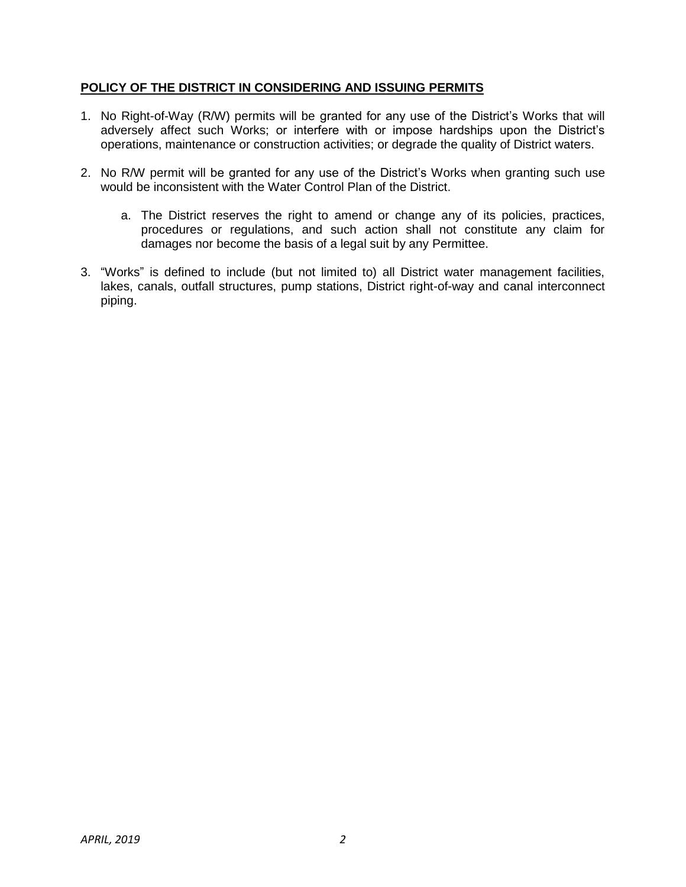**POLICY OF THE DISTRICT IN CONSIDERING AND ISSUING PERMITS**

1. No Right-of-Way (R/W) permits will be granted for any use of the District's Works that will adversely affect such Works; or interfere with or impose hardships upon the District's operations, maintenance or construction activities; or degrade the quality of District waters.

2. No R/W permit will be granted for any use of the District's Works when granting such use would be inconsistent with the Water Control Plan of the District.

    a. The District reserves the right to amend or change any of its policies, practices, procedures or regulations, and such action shall not constitute any claim for damages nor become the basis of a legal suit by any Permittee.

3. "Works" is defined to include (but not limited to) all District water management facilities, lakes, canals, outfall structures, pump stations, District right-of-way and canal interconnect piping.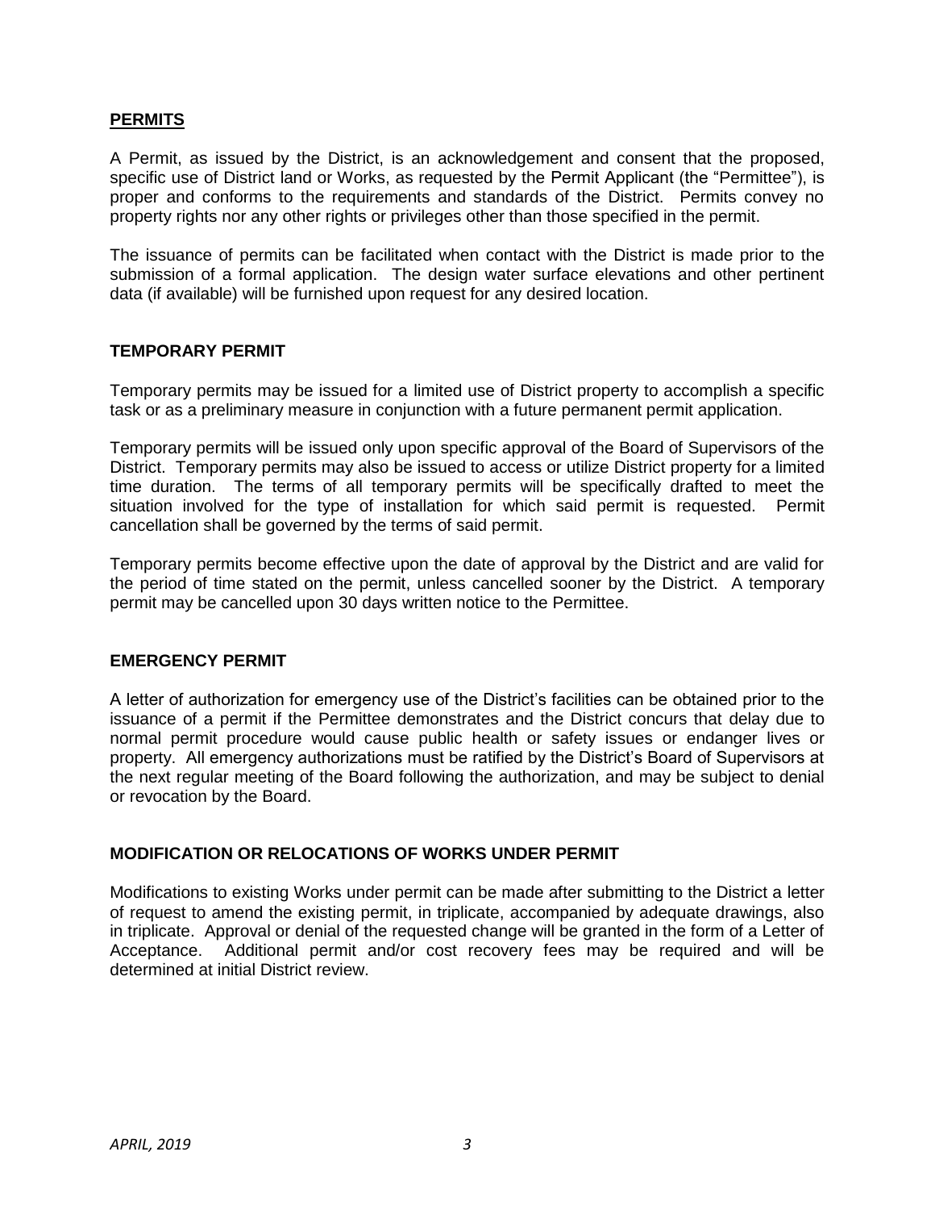## PERMITS

A Permit, as issued by the District, is an acknowledgement and consent that the proposed, specific use of District land or Works, as requested by the Permit Applicant (the "Permittee"), is proper and conforms to the requirements and standards of the District. Permits convey no property rights nor any other rights or privileges other than those specified in the permit.

The issuance of permits can be facilitated when contact with the District is made prior to the submission of a formal application. The design water surface elevations and other pertinent data (if available) will be furnished upon request for any desired location.

### TEMPORARY PERMIT

Temporary permits may be issued for a limited use of District property to accomplish a specific task or as a preliminary measure in conjunction with a future permanent permit application.

Temporary permits will be issued only upon specific approval of the Board of Supervisors of the District. Temporary permits may also be issued to access or utilize District property for a limited time duration. The terms of all temporary permits will be specifically drafted to meet the situation involved for the type of installation for which said permit is requested. Permit cancellation shall be governed by the terms of said permit.

Temporary permits become effective upon the date of approval by the District and are valid for the period of time stated on the permit, unless cancelled sooner by the District. A temporary permit may be cancelled upon 30 days written notice to the Permittee.

### EMERGENCY PERMIT

A letter of authorization for emergency use of the District's facilities can be obtained prior to the issuance of a permit if the Permittee demonstrates and the District concurs that delay due to normal permit procedure would cause public health or safety issues or endanger lives or property. All emergency authorizations must be ratified by the District's Board of Supervisors at the next regular meeting of the Board following the authorization, and may be subject to denial or revocation by the Board.

### MODIFICATION OR RELOCATIONS OF WORKS UNDER PERMIT

Modifications to existing Works under permit can be made after submitting to the District a letter of request to amend the existing permit, in triplicate, accompanied by adequate drawings, also in triplicate. Approval or denial of the requested change will be granted in the form of a Letter of Acceptance. Additional permit and/or cost recovery fees may be required and will be determined at initial District review.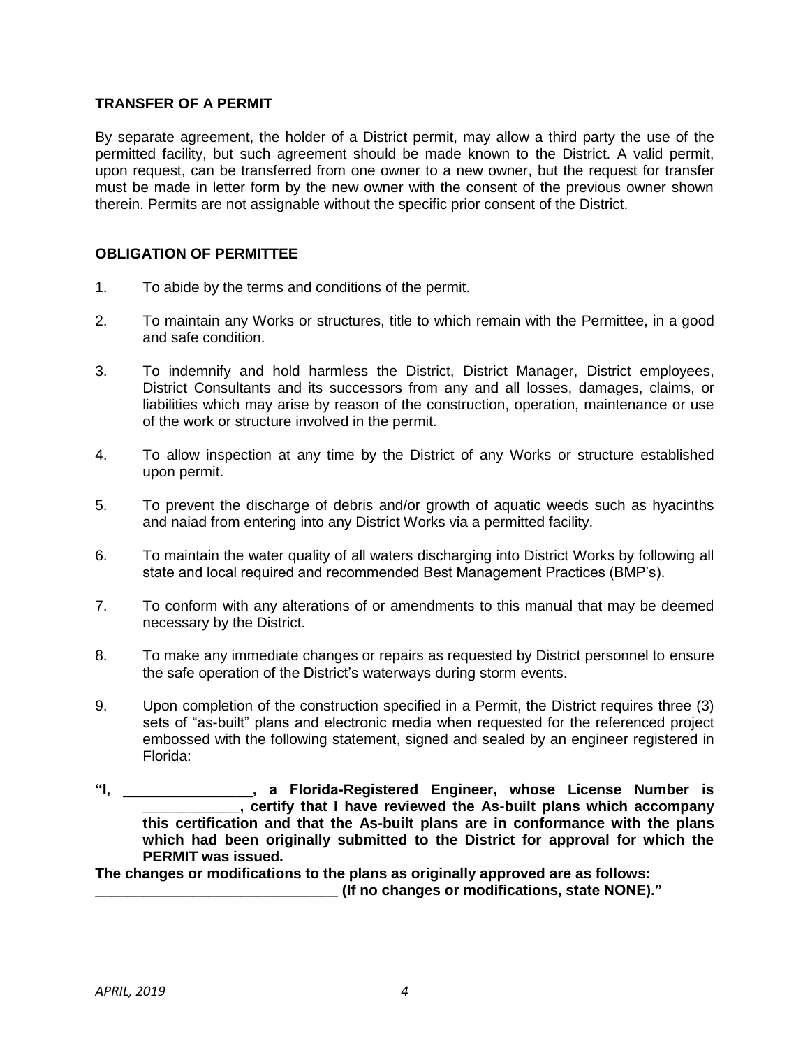## TRANSFER OF A PERMIT

By separate agreement, the holder of a District permit, may allow a third party the use of the permitted facility, but such agreement should be made known to the District. A valid permit, upon request, can be transferred from one owner to a new owner, but the request for transfer must be made in letter form by the new owner with the consent of the previous owner shown therein. Permits are not assignable without the specific prior consent of the District.

## OBLIGATION OF PERMITTEE

1. To abide by the terms and conditions of the permit.

2. To maintain any Works or structures, title to which remain with the Permittee, in a good and safe condition.

3. To indemnify and hold harmless the District, District Manager, District employees, District Consultants and its successors from any and all losses, damages, claims, or liabilities which may arise by reason of the construction, operation, maintenance or use of the work or structure involved in the permit.

4. To allow inspection at any time by the District of any Works or structure established upon permit.

5. To prevent the discharge of debris and/or growth of aquatic weeds such as hyacinths and naiad from entering into any District Works via a permitted facility.

6. To maintain the water quality of all waters discharging into District Works by following all state and local required and recommended Best Management Practices (BMP's).

7. To conform with any alterations of or amendments to this manual that may be deemed necessary by the District.

8. To make any immediate changes or repairs as requested by District personnel to ensure the safe operation of the District's waterways during storm events.

9. Upon completion of the construction specified in a Permit, the District requires three (3) sets of "as-built" plans and electronic media when requested for the referenced project embossed with the following statement, signed and sealed by an engineer registered in Florida:

**"I, ________________, a Florida-Registered Engineer, whose License Number is ____________, certify that I have reviewed the As-built plans which accompany this certification and that the As-built plans are in conformance with the plans which had been originally submitted to the District for approval for which the PERMIT was issued.**

**The changes or modifications to the plans as originally approved are as follows: ______________________________ (If no changes or modifications, state NONE)."**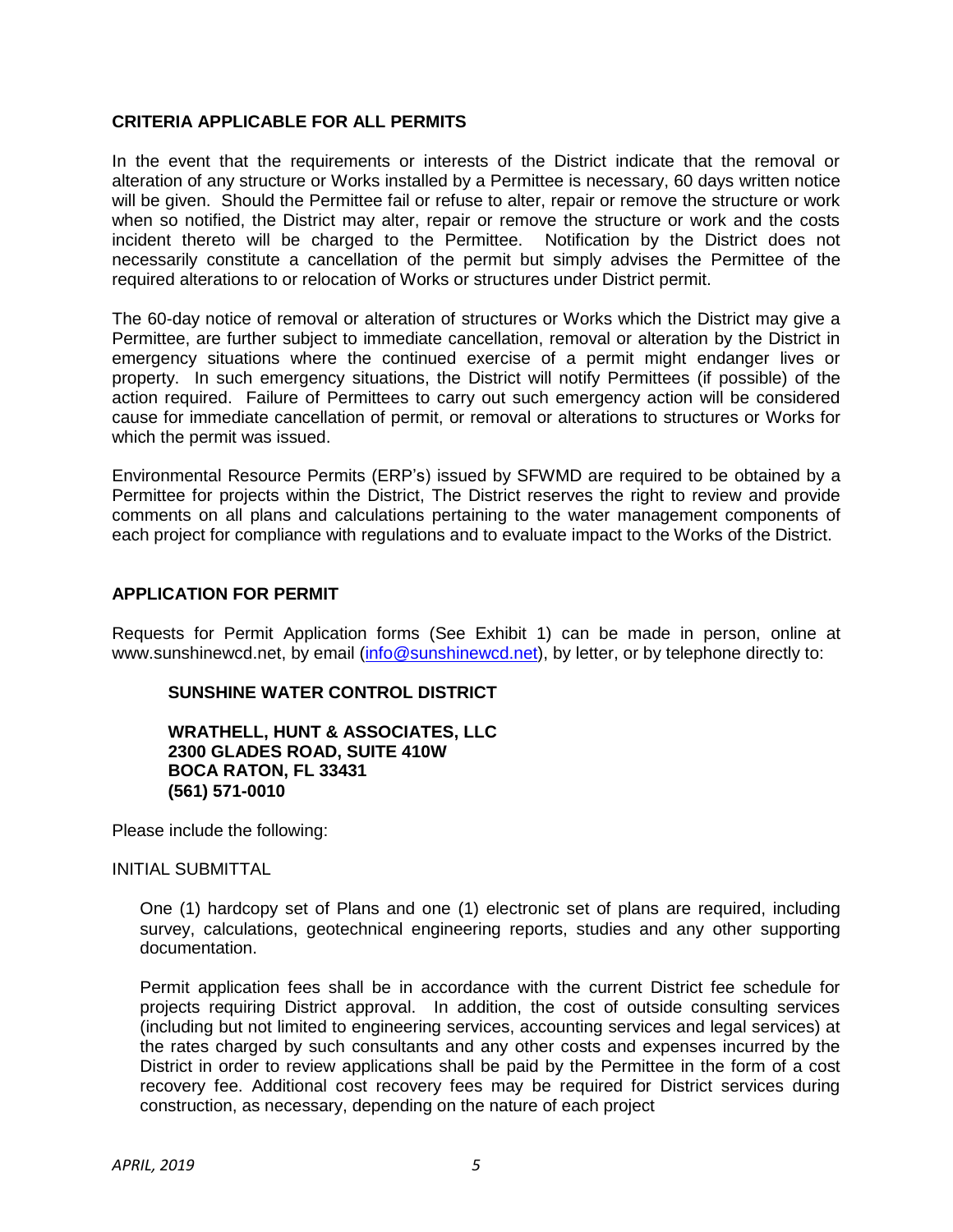## CRITERIA APPLICABLE FOR ALL PERMITS

In the event that the requirements or interests of the District indicate that the removal or alteration of any structure or Works installed by a Permittee is necessary, 60 days written notice will be given. Should the Permittee fail or refuse to alter, repair or remove the structure or work when so notified, the District may alter, repair or remove the structure or work and the costs incident thereto will be charged to the Permittee. Notification by the District does not necessarily constitute a cancellation of the permit but simply advises the Permittee of the required alterations to or relocation of Works or structures under District permit.

The 60-day notice of removal or alteration of structures or Works which the District may give a Permittee, are further subject to immediate cancellation, removal or alteration by the District in emergency situations where the continued exercise of a permit might endanger lives or property. In such emergency situations, the District will notify Permittees (if possible) of the action required. Failure of Permittees to carry out such emergency action will be considered cause for immediate cancellation of permit, or removal or alterations to structures or Works for which the permit was issued.

Environmental Resource Permits (ERP's) issued by SFWMD are required to be obtained by a Permittee for projects within the District, The District reserves the right to review and provide comments on all plans and calculations pertaining to the water management components of each project for compliance with regulations and to evaluate impact to the Works of the District.

## APPLICATION FOR PERMIT

Requests for Permit Application forms (See Exhibit 1) can be made in person, online at www.sunshinewcd.net, by email (info@sunshinewcd.net), by letter, or by telephone directly to:

**SUNSHINE WATER CONTROL DISTRICT**

**WRATHELL, HUNT & ASSOCIATES, LLC**
**2300 GLADES ROAD, SUITE 410W**
**BOCA RATON, FL 33431**
**(561) 571-0010**

Please include the following:

INITIAL SUBMITTAL

One (1) hardcopy set of Plans and one (1) electronic set of plans are required, including survey, calculations, geotechnical engineering reports, studies and any other supporting documentation.

Permit application fees shall be in accordance with the current District fee schedule for projects requiring District approval. In addition, the cost of outside consulting services (including but not limited to engineering services, accounting services and legal services) at the rates charged by such consultants and any other costs and expenses incurred by the District in order to review applications shall be paid by the Permittee in the form of a cost recovery fee. Additional cost recovery fees may be required for District services during construction, as necessary, depending on the nature of each project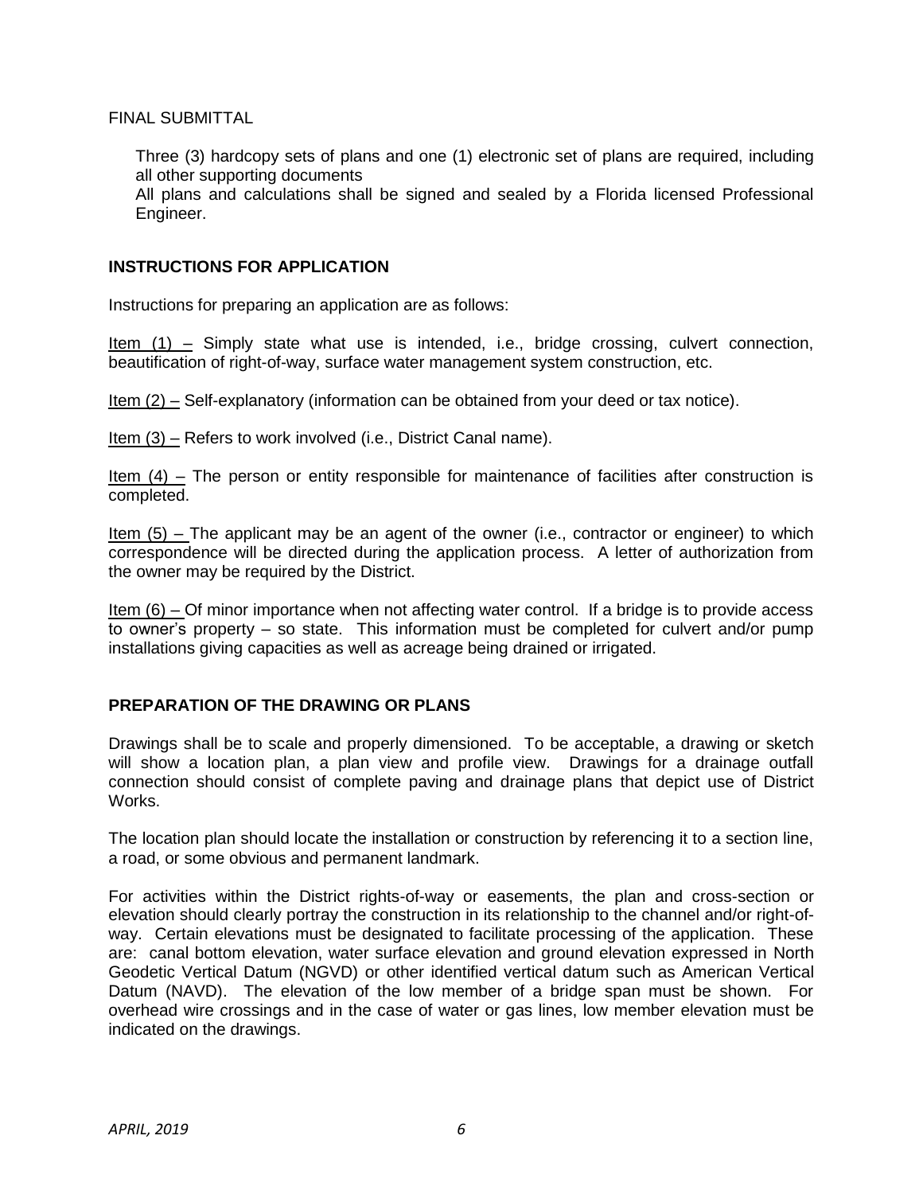FINAL SUBMITTAL

Three (3) hardcopy sets of plans and one (1) electronic set of plans are required, including all other supporting documents
All plans and calculations shall be signed and sealed by a Florida licensed Professional Engineer.

## INSTRUCTIONS FOR APPLICATION

Instructions for preparing an application are as follows:

Item (1) – Simply state what use is intended, i.e., bridge crossing, culvert connection, beautification of right-of-way, surface water management system construction, etc.

Item (2) – Self-explanatory (information can be obtained from your deed or tax notice).

Item (3) – Refers to work involved (i.e., District Canal name).

Item (4) – The person or entity responsible for maintenance of facilities after construction is completed.

Item (5) – The applicant may be an agent of the owner (i.e., contractor or engineer) to which correspondence will be directed during the application process. A letter of authorization from the owner may be required by the District.

Item (6) – Of minor importance when not affecting water control. If a bridge is to provide access to owner's property – so state. This information must be completed for culvert and/or pump installations giving capacities as well as acreage being drained or irrigated.

## PREPARATION OF THE DRAWING OR PLANS

Drawings shall be to scale and properly dimensioned. To be acceptable, a drawing or sketch will show a location plan, a plan view and profile view. Drawings for a drainage outfall connection should consist of complete paving and drainage plans that depict use of District Works.

The location plan should locate the installation or construction by referencing it to a section line, a road, or some obvious and permanent landmark.

For activities within the District rights-of-way or easements, the plan and cross-section or elevation should clearly portray the construction in its relationship to the channel and/or right-of-way. Certain elevations must be designated to facilitate processing of the application. These are: canal bottom elevation, water surface elevation and ground elevation expressed in North Geodetic Vertical Datum (NGVD) or other identified vertical datum such as American Vertical Datum (NAVD). The elevation of the low member of a bridge span must be shown. For overhead wire crossings and in the case of water or gas lines, low member elevation must be indicated on the drawings.

*APRIL, 2019*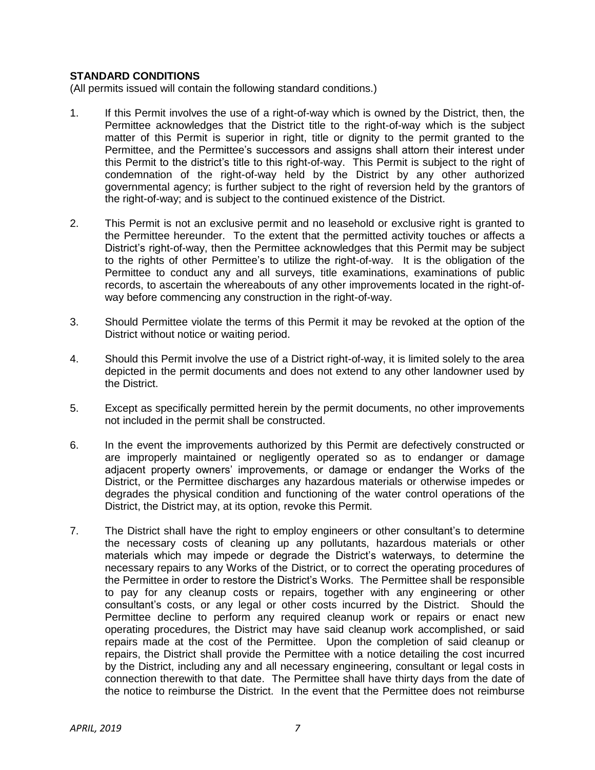**STANDARD CONDITIONS**

(All permits issued will contain the following standard conditions.)

1. If this Permit involves the use of a right-of-way which is owned by the District, then, the Permittee acknowledges that the District title to the right-of-way which is the subject matter of this Permit is superior in right, title or dignity to the permit granted to the Permittee, and the Permittee's successors and assigns shall attorn their interest under this Permit to the district's title to this right-of-way. This Permit is subject to the right of condemnation of the right-of-way held by the District by any other authorized governmental agency; is further subject to the right of reversion held by the grantors of the right-of-way; and is subject to the continued existence of the District.

2. This Permit is not an exclusive permit and no leasehold or exclusive right is granted to the Permittee hereunder. To the extent that the permitted activity touches or affects a District's right-of-way, then the Permittee acknowledges that this Permit may be subject to the rights of other Permittee's to utilize the right-of-way. It is the obligation of the Permittee to conduct any and all surveys, title examinations, examinations of public records, to ascertain the whereabouts of any other improvements located in the right-of-way before commencing any construction in the right-of-way.

3. Should Permittee violate the terms of this Permit it may be revoked at the option of the District without notice or waiting period.

4. Should this Permit involve the use of a District right-of-way, it is limited solely to the area depicted in the permit documents and does not extend to any other landowner used by the District.

5. Except as specifically permitted herein by the permit documents, no other improvements not included in the permit shall be constructed.

6. In the event the improvements authorized by this Permit are defectively constructed or are improperly maintained or negligently operated so as to endanger or damage adjacent property owners' improvements, or damage or endanger the Works of the District, or the Permittee discharges any hazardous materials or otherwise impedes or degrades the physical condition and functioning of the water control operations of the District, the District may, at its option, revoke this Permit.

7. The District shall have the right to employ engineers or other consultant's to determine the necessary costs of cleaning up any pollutants, hazardous materials or other materials which may impede or degrade the District's waterways, to determine the necessary repairs to any Works of the District, or to correct the operating procedures of the Permittee in order to restore the District's Works. The Permittee shall be responsible to pay for any cleanup costs or repairs, together with any engineering or other consultant's costs, or any legal or other costs incurred by the District. Should the Permittee decline to perform any required cleanup work or repairs or enact new operating procedures, the District may have said cleanup work accomplished, or said repairs made at the cost of the Permittee. Upon the completion of said cleanup or repairs, the District shall provide the Permittee with a notice detailing the cost incurred by the District, including any and all necessary engineering, consultant or legal costs in connection therewith to that date. The Permittee shall have thirty days from the date of the notice to reimburse the District. In the event that the Permittee does not reimburse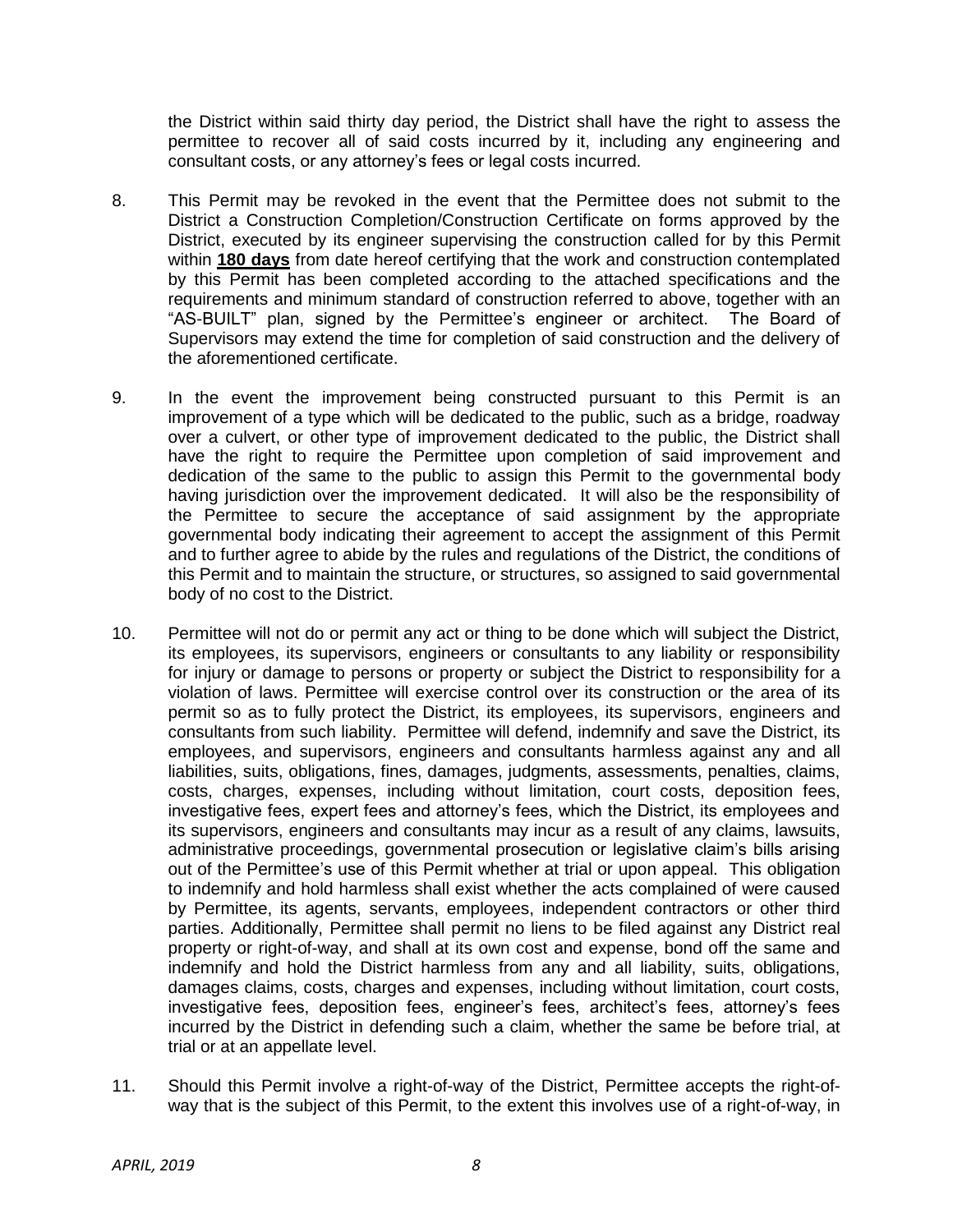the District within said thirty day period, the District shall have the right to assess the permittee to recover all of said costs incurred by it, including any engineering and consultant costs, or any attorney's fees or legal costs incurred.

8. This Permit may be revoked in the event that the Permittee does not submit to the District a Construction Completion/Construction Certificate on forms approved by the District, executed by its engineer supervising the construction called for by this Permit within **180 days** from date hereof certifying that the work and construction contemplated by this Permit has been completed according to the attached specifications and the requirements and minimum standard of construction referred to above, together with an "AS-BUILT" plan, signed by the Permittee's engineer or architect. The Board of Supervisors may extend the time for completion of said construction and the delivery of the aforementioned certificate.

9. In the event the improvement being constructed pursuant to this Permit is an improvement of a type which will be dedicated to the public, such as a bridge, roadway over a culvert, or other type of improvement dedicated to the public, the District shall have the right to require the Permittee upon completion of said improvement and dedication of the same to the public to assign this Permit to the governmental body having jurisdiction over the improvement dedicated. It will also be the responsibility of the Permittee to secure the acceptance of said assignment by the appropriate governmental body indicating their agreement to accept the assignment of this Permit and to further agree to abide by the rules and regulations of the District, the conditions of this Permit and to maintain the structure, or structures, so assigned to said governmental body of no cost to the District.

10. Permittee will not do or permit any act or thing to be done which will subject the District, its employees, its supervisors, engineers or consultants to any liability or responsibility for injury or damage to persons or property or subject the District to responsibility for a violation of laws. Permittee will exercise control over its construction or the area of its permit so as to fully protect the District, its employees, its supervisors, engineers and consultants from such liability. Permittee will defend, indemnify and save the District, its employees, and supervisors, engineers and consultants harmless against any and all liabilities, suits, obligations, fines, damages, judgments, assessments, penalties, claims, costs, charges, expenses, including without limitation, court costs, deposition fees, investigative fees, expert fees and attorney's fees, which the District, its employees and its supervisors, engineers and consultants may incur as a result of any claims, lawsuits, administrative proceedings, governmental prosecution or legislative claim's bills arising out of the Permittee's use of this Permit whether at trial or upon appeal. This obligation to indemnify and hold harmless shall exist whether the acts complained of were caused by Permittee, its agents, servants, employees, independent contractors or other third parties. Additionally, Permittee shall permit no liens to be filed against any District real property or right-of-way, and shall at its own cost and expense, bond off the same and indemnify and hold the District harmless from any and all liability, suits, obligations, damages claims, costs, charges and expenses, including without limitation, court costs, investigative fees, deposition fees, engineer's fees, architect's fees, attorney's fees incurred by the District in defending such a claim, whether the same be before trial, at trial or at an appellate level.

11. Should this Permit involve a right-of-way of the District, Permittee accepts the right-of-way that is the subject of this Permit, to the extent this involves use of a right-of-way, in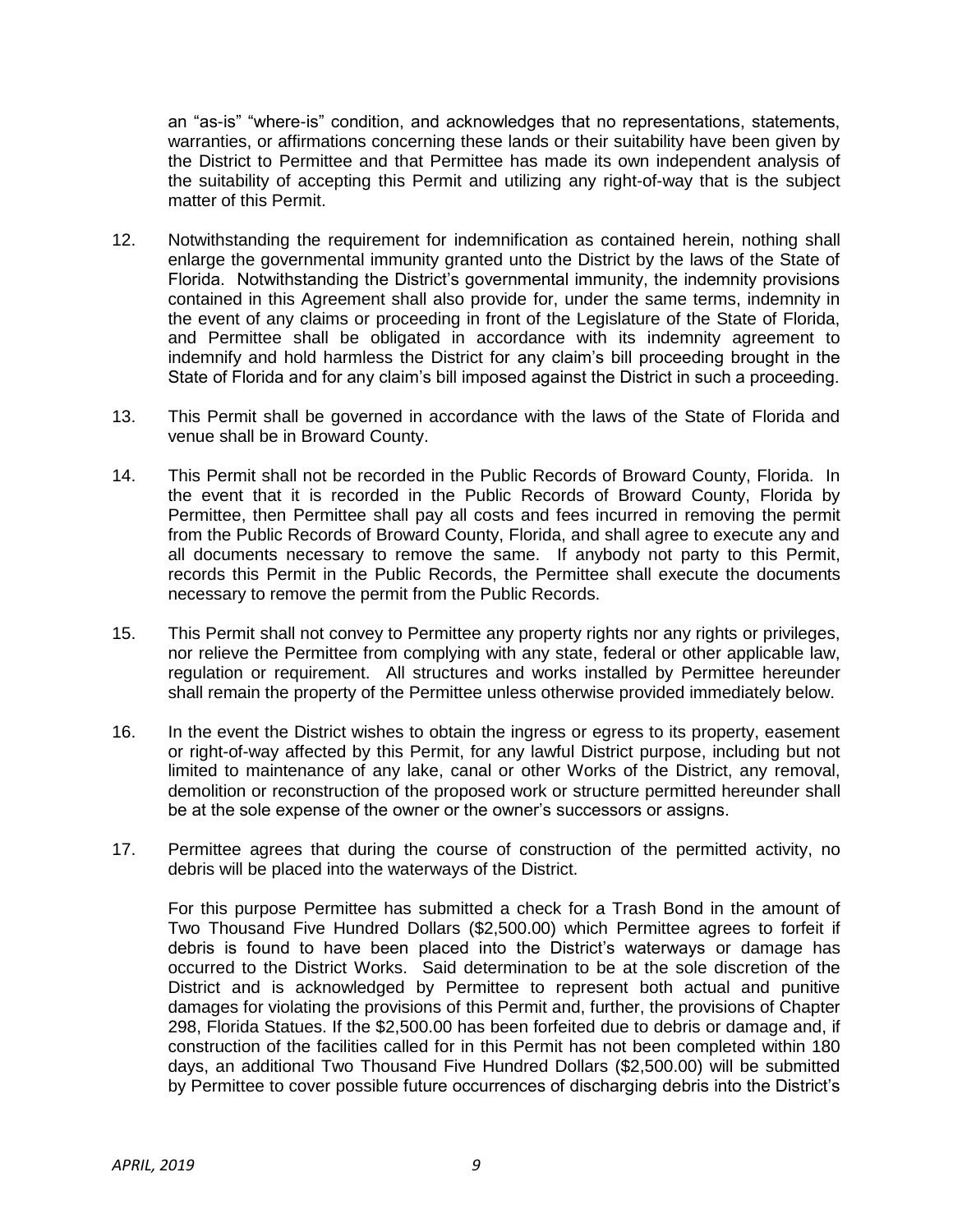an "as-is" "where-is" condition, and acknowledges that no representations, statements, warranties, or affirmations concerning these lands or their suitability have been given by the District to Permittee and that Permittee has made its own independent analysis of the suitability of accepting this Permit and utilizing any right-of-way that is the subject matter of this Permit.

12. Notwithstanding the requirement for indemnification as contained herein, nothing shall enlarge the governmental immunity granted unto the District by the laws of the State of Florida. Notwithstanding the District's governmental immunity, the indemnity provisions contained in this Agreement shall also provide for, under the same terms, indemnity in the event of any claims or proceeding in front of the Legislature of the State of Florida, and Permittee shall be obligated in accordance with its indemnity agreement to indemnify and hold harmless the District for any claim's bill proceeding brought in the State of Florida and for any claim's bill imposed against the District in such a proceeding.

13. This Permit shall be governed in accordance with the laws of the State of Florida and venue shall be in Broward County.

14. This Permit shall not be recorded in the Public Records of Broward County, Florida. In the event that it is recorded in the Public Records of Broward County, Florida by Permittee, then Permittee shall pay all costs and fees incurred in removing the permit from the Public Records of Broward County, Florida, and shall agree to execute any and all documents necessary to remove the same. If anybody not party to this Permit, records this Permit in the Public Records, the Permittee shall execute the documents necessary to remove the permit from the Public Records.

15. This Permit shall not convey to Permittee any property rights nor any rights or privileges, nor relieve the Permittee from complying with any state, federal or other applicable law, regulation or requirement. All structures and works installed by Permittee hereunder shall remain the property of the Permittee unless otherwise provided immediately below.

16. In the event the District wishes to obtain the ingress or egress to its property, easement or right-of-way affected by this Permit, for any lawful District purpose, including but not limited to maintenance of any lake, canal or other Works of the District, any removal, demolition or reconstruction of the proposed work or structure permitted hereunder shall be at the sole expense of the owner or the owner's successors or assigns.

17. Permittee agrees that during the course of construction of the permitted activity, no debris will be placed into the waterways of the District.

    For this purpose Permittee has submitted a check for a Trash Bond in the amount of Two Thousand Five Hundred Dollars ($2,500.00) which Permittee agrees to forfeit if debris is found to have been placed into the District's waterways or damage has occurred to the District Works. Said determination to be at the sole discretion of the District and is acknowledged by Permittee to represent both actual and punitive damages for violating the provisions of this Permit and, further, the provisions of Chapter 298, Florida Statues. If the $2,500.00 has been forfeited due to debris or damage and, if construction of the facilities called for in this Permit has not been completed within 180 days, an additional Two Thousand Five Hundred Dollars ($2,500.00) will be submitted by Permittee to cover possible future occurrences of discharging debris into the District's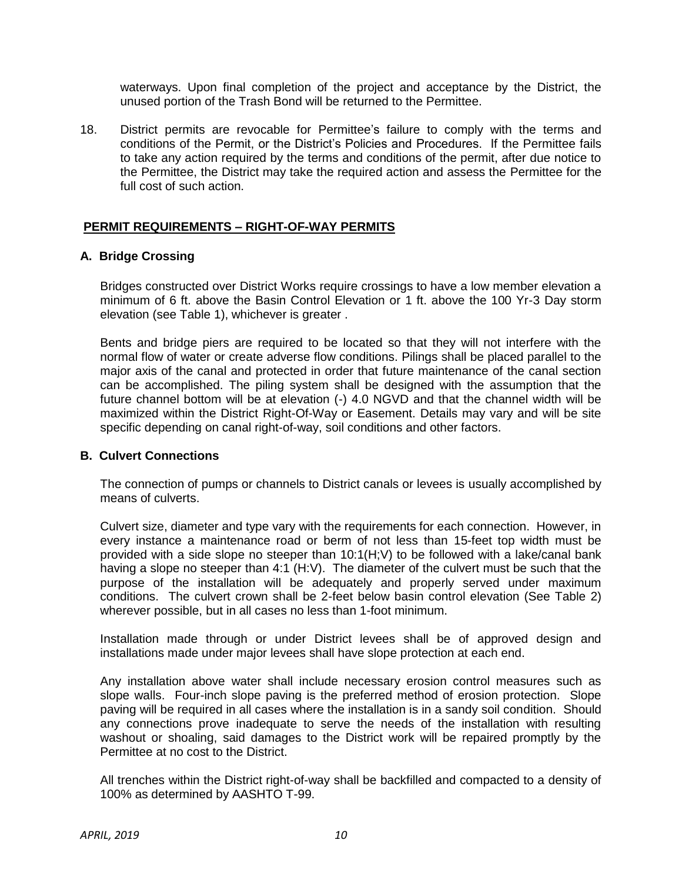waterways. Upon final completion of the project and acceptance by the District, the unused portion of the Trash Bond will be returned to the Permittee.

18. District permits are revocable for Permittee's failure to comply with the terms and conditions of the Permit, or the District's Policies and Procedures. If the Permittee fails to take any action required by the terms and conditions of the permit, after due notice to the Permittee, the District may take the required action and assess the Permittee for the full cost of such action.

## PERMIT REQUIREMENTS – RIGHT-OF-WAY PERMITS

### A. Bridge Crossing

Bridges constructed over District Works require crossings to have a low member elevation a minimum of 6 ft. above the Basin Control Elevation or 1 ft. above the 100 Yr-3 Day storm elevation (see Table 1), whichever is greater .

Bents and bridge piers are required to be located so that they will not interfere with the normal flow of water or create adverse flow conditions. Pilings shall be placed parallel to the major axis of the canal and protected in order that future maintenance of the canal section can be accomplished. The piling system shall be designed with the assumption that the future channel bottom will be at elevation (-) 4.0 NGVD and that the channel width will be maximized within the District Right-Of-Way or Easement. Details may vary and will be site specific depending on canal right-of-way, soil conditions and other factors.

### B. Culvert Connections

The connection of pumps or channels to District canals or levees is usually accomplished by means of culverts.

Culvert size, diameter and type vary with the requirements for each connection. However, in every instance a maintenance road or berm of not less than 15-feet top width must be provided with a side slope no steeper than 10:1(H;V) to be followed with a lake/canal bank having a slope no steeper than 4:1 (H:V). The diameter of the culvert must be such that the purpose of the installation will be adequately and properly served under maximum conditions. The culvert crown shall be 2-feet below basin control elevation (See Table 2) wherever possible, but in all cases no less than 1-foot minimum.

Installation made through or under District levees shall be of approved design and installations made under major levees shall have slope protection at each end.

Any installation above water shall include necessary erosion control measures such as slope walls. Four-inch slope paving is the preferred method of erosion protection. Slope paving will be required in all cases where the installation is in a sandy soil condition. Should any connections prove inadequate to serve the needs of the installation with resulting washout or shoaling, said damages to the District work will be repaired promptly by the Permittee at no cost to the District.

All trenches within the District right-of-way shall be backfilled and compacted to a density of 100% as determined by AASHTO T-99.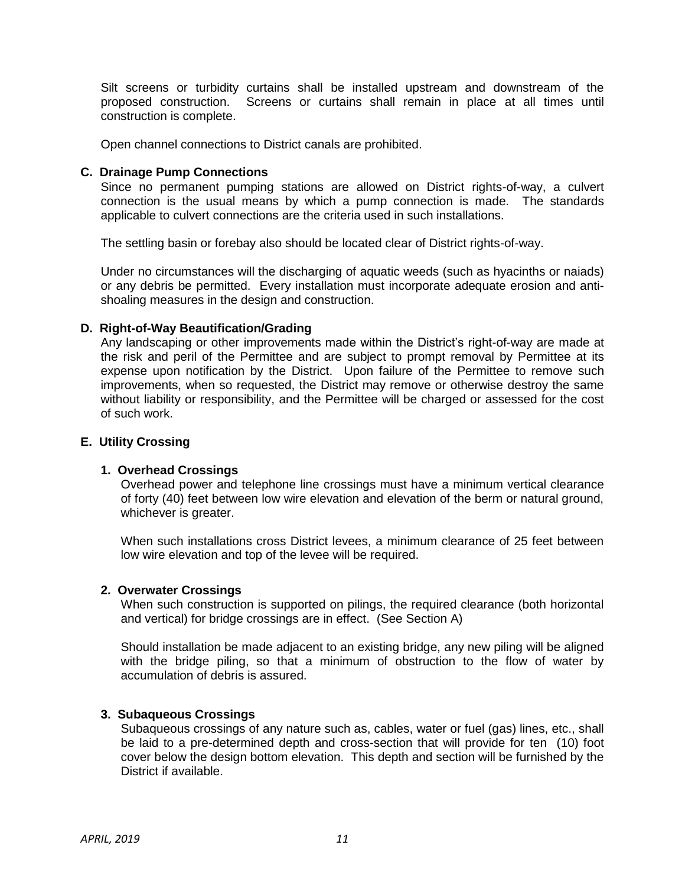Silt screens or turbidity curtains shall be installed upstream and downstream of the proposed construction. Screens or curtains shall remain in place at all times until construction is complete.

Open channel connections to District canals are prohibited.

### C. Drainage Pump Connections

Since no permanent pumping stations are allowed on District rights-of-way, a culvert connection is the usual means by which a pump connection is made. The standards applicable to culvert connections are the criteria used in such installations.

The settling basin or forebay also should be located clear of District rights-of-way.

Under no circumstances will the discharging of aquatic weeds (such as hyacinths or naiads) or any debris be permitted. Every installation must incorporate adequate erosion and anti-shoaling measures in the design and construction.

### D. Right-of-Way Beautification/Grading

Any landscaping or other improvements made within the District's right-of-way are made at the risk and peril of the Permittee and are subject to prompt removal by Permittee at its expense upon notification by the District. Upon failure of the Permittee to remove such improvements, when so requested, the District may remove or otherwise destroy the same without liability or responsibility, and the Permittee will be charged or assessed for the cost of such work.

### E. Utility Crossing

#### 1. Overhead Crossings

Overhead power and telephone line crossings must have a minimum vertical clearance of forty (40) feet between low wire elevation and elevation of the berm or natural ground, whichever is greater.

When such installations cross District levees, a minimum clearance of 25 feet between low wire elevation and top of the levee will be required.

#### 2. Overwater Crossings

When such construction is supported on pilings, the required clearance (both horizontal and vertical) for bridge crossings are in effect. (See Section A)

Should installation be made adjacent to an existing bridge, any new piling will be aligned with the bridge piling, so that a minimum of obstruction to the flow of water by accumulation of debris is assured.

#### 3. Subaqueous Crossings

Subaqueous crossings of any nature such as, cables, water or fuel (gas) lines, etc., shall be laid to a pre-determined depth and cross-section that will provide for ten (10) foot cover below the design bottom elevation. This depth and section will be furnished by the District if available.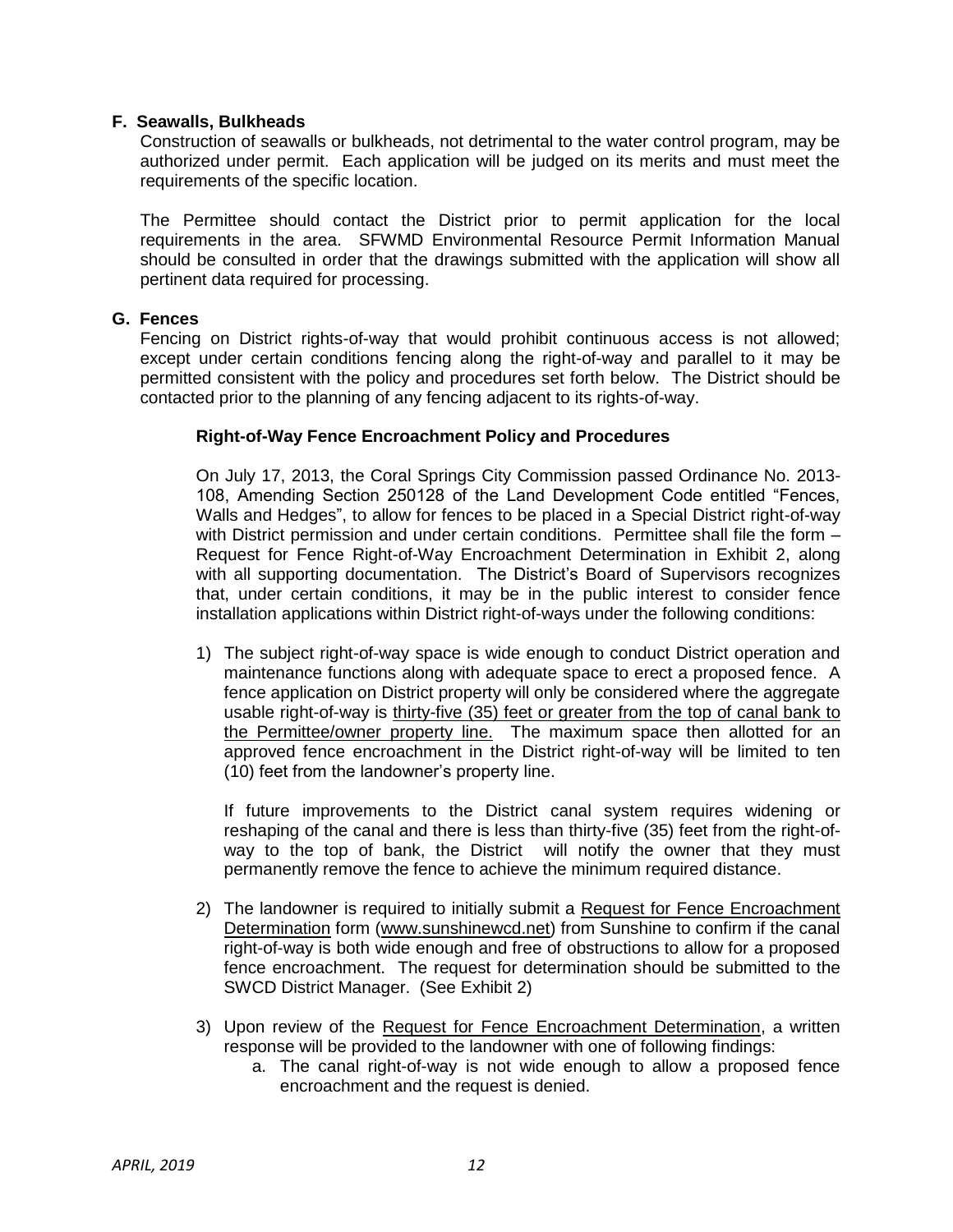### F. Seawalls, Bulkheads

Construction of seawalls or bulkheads, not detrimental to the water control program, may be authorized under permit. Each application will be judged on its merits and must meet the requirements of the specific location.

The Permittee should contact the District prior to permit application for the local requirements in the area. SFWMD Environmental Resource Permit Information Manual should be consulted in order that the drawings submitted with the application will show all pertinent data required for processing.

### G. Fences

Fencing on District rights-of-way that would prohibit continuous access is not allowed; except under certain conditions fencing along the right-of-way and parallel to it may be permitted consistent with the policy and procedures set forth below. The District should be contacted prior to the planning of any fencing adjacent to its rights-of-way.

**Right-of-Way Fence Encroachment Policy and Procedures**

On July 17, 2013, the Coral Springs City Commission passed Ordinance No. 2013-108, Amending Section 250128 of the Land Development Code entitled "Fences, Walls and Hedges", to allow for fences to be placed in a Special District right-of-way with District permission and under certain conditions. Permittee shall file the form – Request for Fence Right-of-Way Encroachment Determination in Exhibit 2, along with all supporting documentation. The District's Board of Supervisors recognizes that, under certain conditions, it may be in the public interest to consider fence installation applications within District right-of-ways under the following conditions:

1) The subject right-of-way space is wide enough to conduct District operation and maintenance functions along with adequate space to erect a proposed fence. A fence application on District property will only be considered where the aggregate usable right-of-way is thirty-five (35) feet or greater from the top of canal bank to the Permittee/owner property line. The maximum space then allotted for an approved fence encroachment in the District right-of-way will be limited to ten (10) feet from the landowner's property line.

   If future improvements to the District canal system requires widening or reshaping of the canal and there is less than thirty-five (35) feet from the right-of-way to the top of bank, the District will notify the owner that they must permanently remove the fence to achieve the minimum required distance.

2) The landowner is required to initially submit a Request for Fence Encroachment Determination form (www.sunshinewcd.net) from Sunshine to confirm if the canal right-of-way is both wide enough and free of obstructions to allow for a proposed fence encroachment. The request for determination should be submitted to the SWCD District Manager. (See Exhibit 2)

3) Upon review of the Request for Fence Encroachment Determination, a written response will be provided to the landowner with one of following findings:
   a. The canal right-of-way is not wide enough to allow a proposed fence encroachment and the request is denied.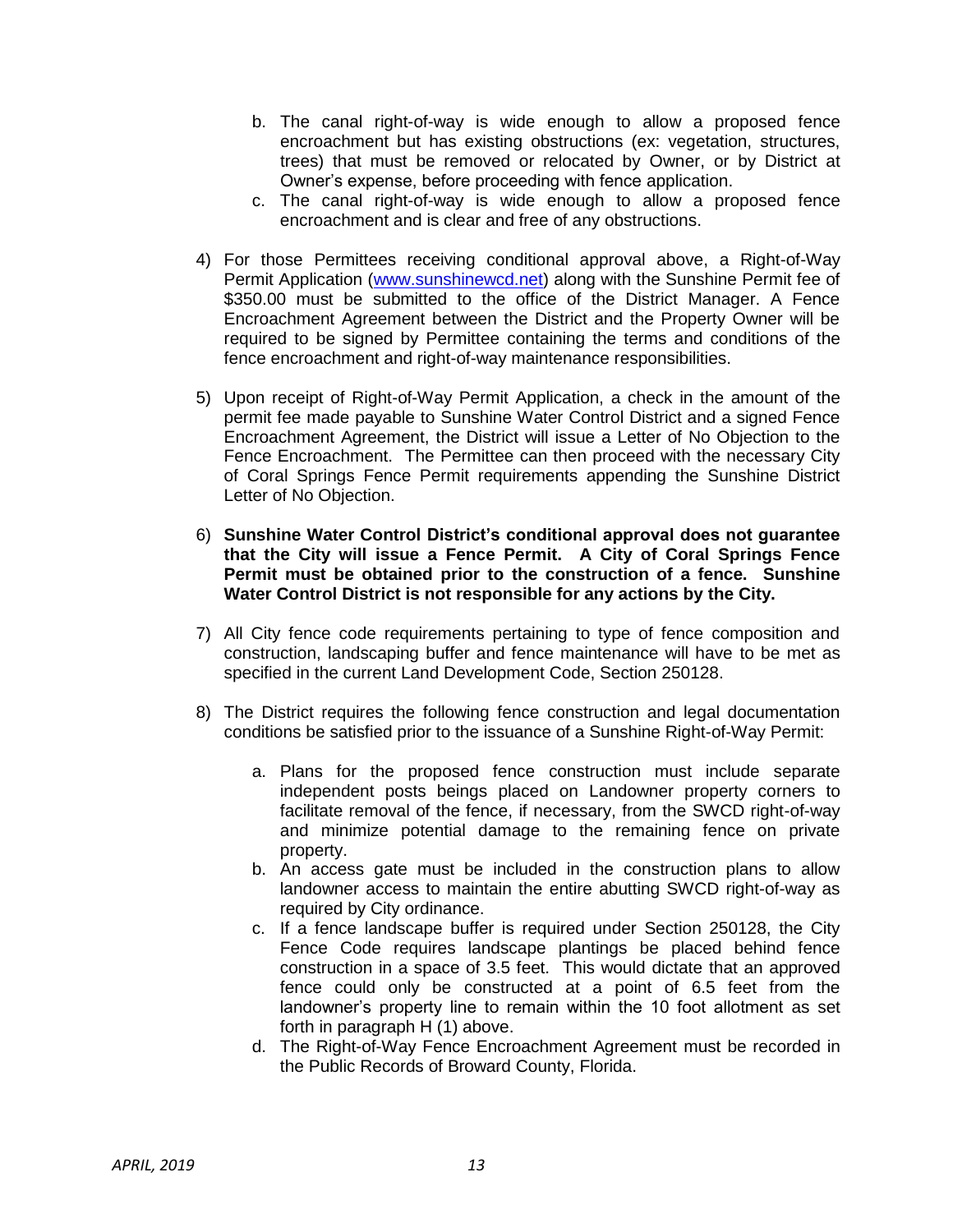b. The canal right-of-way is wide enough to allow a proposed fence encroachment but has existing obstructions (ex: vegetation, structures, trees) that must be removed or relocated by Owner, or by District at Owner's expense, before proceeding with fence application.
   c. The canal right-of-way is wide enough to allow a proposed fence encroachment and is clear and free of any obstructions.

4) For those Permittees receiving conditional approval above, a Right-of-Way Permit Application ([www.sunshinewcd.net](http://www.sunshinewcd.net)) along with the Sunshine Permit fee of $350.00 must be submitted to the office of the District Manager. A Fence Encroachment Agreement between the District and the Property Owner will be required to be signed by Permittee containing the terms and conditions of the fence encroachment and right-of-way maintenance responsibilities.

5) Upon receipt of Right-of-Way Permit Application, a check in the amount of the permit fee made payable to Sunshine Water Control District and a signed Fence Encroachment Agreement, the District will issue a Letter of No Objection to the Fence Encroachment. The Permittee can then proceed with the necessary City of Coral Springs Fence Permit requirements appending the Sunshine District Letter of No Objection.

6) **Sunshine Water Control District's conditional approval does not guarantee that the City will issue a Fence Permit. A City of Coral Springs Fence Permit must be obtained prior to the construction of a fence. Sunshine Water Control District is not responsible for any actions by the City.**

7) All City fence code requirements pertaining to type of fence composition and construction, landscaping buffer and fence maintenance will have to be met as specified in the current Land Development Code, Section 250128.

8) The District requires the following fence construction and legal documentation conditions be satisfied prior to the issuance of a Sunshine Right-of-Way Permit:

   a. Plans for the proposed fence construction must include separate independent posts beings placed on Landowner property corners to facilitate removal of the fence, if necessary, from the SWCD right-of-way and minimize potential damage to the remaining fence on private property.
   b. An access gate must be included in the construction plans to allow landowner access to maintain the entire abutting SWCD right-of-way as required by City ordinance.
   c. If a fence landscape buffer is required under Section 250128, the City Fence Code requires landscape plantings be placed behind fence construction in a space of 3.5 feet. This would dictate that an approved fence could only be constructed at a point of 6.5 feet from the landowner's property line to remain within the 10 foot allotment as set forth in paragraph H (1) above.
   d. The Right-of-Way Fence Encroachment Agreement must be recorded in the Public Records of Broward County, Florida.

*APRIL, 2019*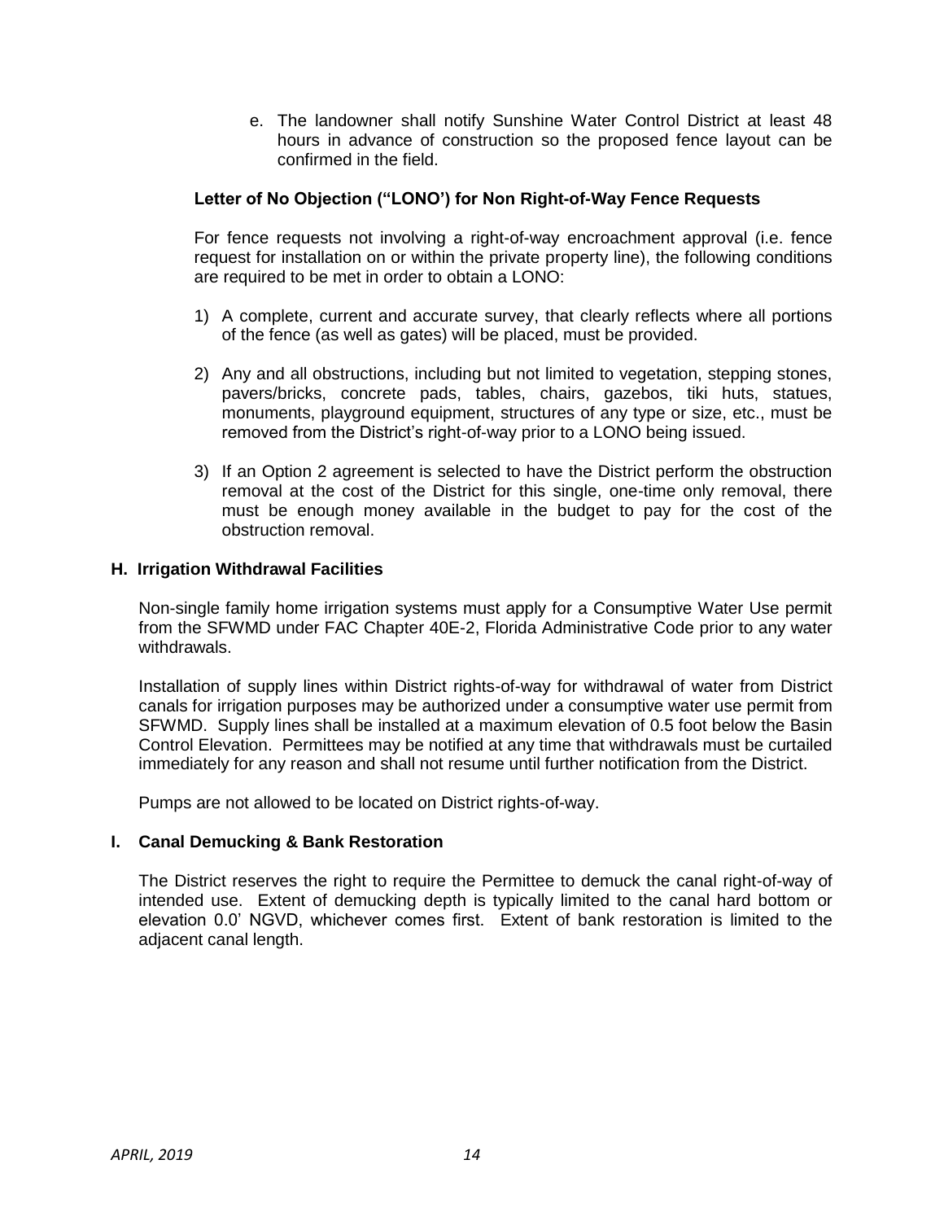e. The landowner shall notify Sunshine Water Control District at least 48 hours in advance of construction so the proposed fence layout can be confirmed in the field.

**Letter of No Objection ("LONO') for Non Right-of-Way Fence Requests**

For fence requests not involving a right-of-way encroachment approval (i.e. fence request for installation on or within the private property line), the following conditions are required to be met in order to obtain a LONO:

1) A complete, current and accurate survey, that clearly reflects where all portions of the fence (as well as gates) will be placed, must be provided.

2) Any and all obstructions, including but not limited to vegetation, stepping stones, pavers/bricks, concrete pads, tables, chairs, gazebos, tiki huts, statues, monuments, playground equipment, structures of any type or size, etc., must be removed from the District's right-of-way prior to a LONO being issued.

3) If an Option 2 agreement is selected to have the District perform the obstruction removal at the cost of the District for this single, one-time only removal, there must be enough money available in the budget to pay for the cost of the obstruction removal.

## H. Irrigation Withdrawal Facilities

Non-single family home irrigation systems must apply for a Consumptive Water Use permit from the SFWMD under FAC Chapter 40E-2, Florida Administrative Code prior to any water withdrawals.

Installation of supply lines within District rights-of-way for withdrawal of water from District canals for irrigation purposes may be authorized under a consumptive water use permit from SFWMD. Supply lines shall be installed at a maximum elevation of 0.5 foot below the Basin Control Elevation. Permittees may be notified at any time that withdrawals must be curtailed immediately for any reason and shall not resume until further notification from the District.

Pumps are not allowed to be located on District rights-of-way.

## I. Canal Demucking & Bank Restoration

The District reserves the right to require the Permittee to demuck the canal right-of-way of intended use. Extent of demucking depth is typically limited to the canal hard bottom or elevation 0.0' NGVD, whichever comes first. Extent of bank restoration is limited to the adjacent canal length.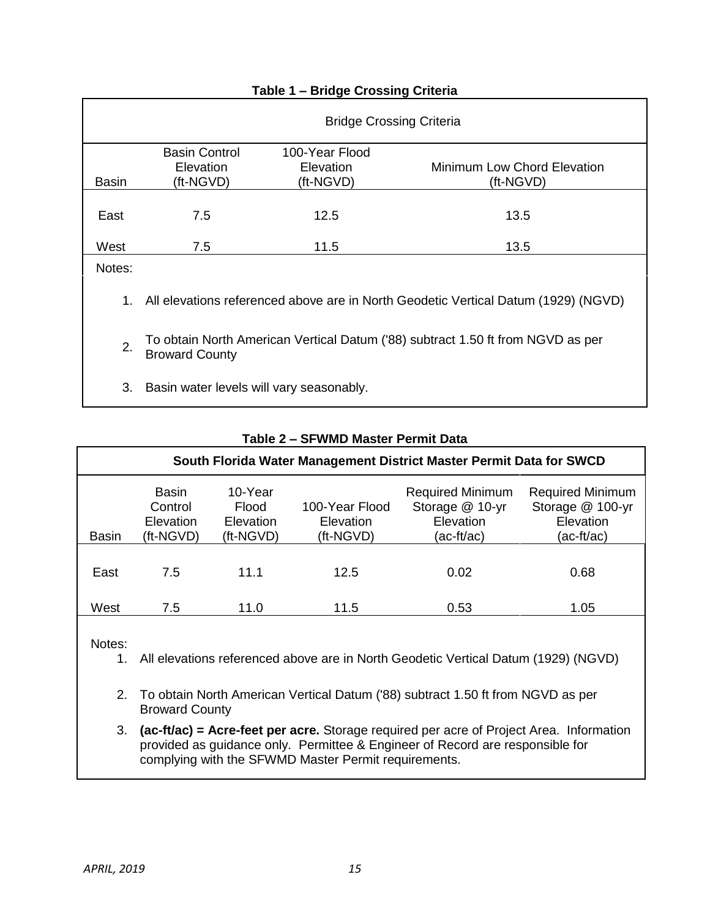**Table 1 – Bridge Crossing Criteria**

| Bridge Crossing Criteria | | | |
|---|---|---|---|
| Basin | Basin Control Elevation (ft-NGVD) | 100-Year Flood Elevation (ft-NGVD) | Minimum Low Chord Elevation (ft-NGVD) |
| East | 7.5 | 12.5 | 13.5 |
| West | 7.5 | 11.5 | 13.5 |

Notes:

1. All elevations referenced above are in North Geodetic Vertical Datum (1929) (NGVD)
2. To obtain North American Vertical Datum ('88) subtract 1.50 ft from NGVD as per Broward County
3. Basin water levels will vary seasonably.

**Table 2 – SFWMD Master Permit Data**

| South Florida Water Management District Master Permit Data for SWCD | | | | | |
|---|---|---|---|---|---|
| Basin | Basin Control Elevation (ft-NGVD) | 10-Year Flood Elevation (ft-NGVD) | 100-Year Flood Elevation (ft-NGVD) | Required Minimum Storage @ 10-yr Elevation (ac-ft/ac) | Required Minimum Storage @ 100-yr Elevation (ac-ft/ac) |
| East | 7.5 | 11.1 | 12.5 | 0.02 | 0.68 |
| West | 7.5 | 11.0 | 11.5 | 0.53 | 1.05 |

Notes:

1. All elevations referenced above are in North Geodetic Vertical Datum (1929) (NGVD)
2. To obtain North American Vertical Datum ('88) subtract 1.50 ft from NGVD as per Broward County
3. **(ac-ft/ac) = Acre-feet per acre.** Storage required per acre of Project Area. Information provided as guidance only. Permittee & Engineer of Record are responsible for complying with the SFWMD Master Permit requirements.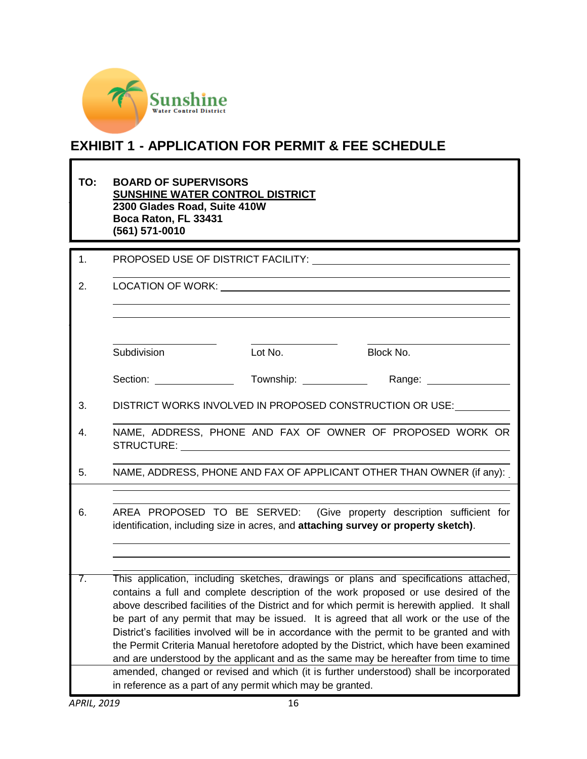Sunshine
Water Control District

# EXHIBIT 1 - APPLICATION FOR PERMIT & FEE SCHEDULE

**TO: BOARD OF SUPERVISORS**
**<u>SUNSHINE WATER CONTROL DISTRICT</u>**
**2300 Glades Road, Suite 410W**
**Boca Raton, FL 33431**
**(561) 571-0010**

1. PROPOSED USE OF DISTRICT FACILITY: ______________________________

   ______________________________

2. LOCATION OF WORK: ______________________________

   ______________________________

   ______________________________

   ____________ Subdivision &nbsp;&nbsp; ____________ Lot No. &nbsp;&nbsp; ____________ Block No.

   Section: ____________ Township: ____________ Range: ____________

3. DISTRICT WORKS INVOLVED IN PROPOSED CONSTRUCTION OR USE: ____________

   ______________________________

4. NAME, ADDRESS, PHONE AND FAX OF OWNER OF PROPOSED WORK OR STRUCTURE: ______________________________

   ______________________________

5. NAME, ADDRESS, PHONE AND FAX OF APPLICANT OTHER THAN OWNER (if any): ____

   ______________________________

   ______________________________

6. AREA PROPOSED TO BE SERVED: (Give property description sufficient for identification, including size in acres, and **attaching survey or property sketch)**.

   ______________________________

   ______________________________

   ______________________________

7. This application, including sketches, drawings or plans and specifications attached, contains a full and complete description of the work proposed or use desired of the above described facilities of the District and for which permit is herewith applied. It shall be part of any permit that may be issued. It is agreed that all work or the use of the District's facilities involved will be in accordance with the permit to be granted and with the Permit Criteria Manual heretofore adopted by the District, which have been examined and are understood by the applicant and as the same may be hereafter from time to time amended, changed or revised and which (it is further understood) shall be incorporated in reference as a part of any permit which may be granted.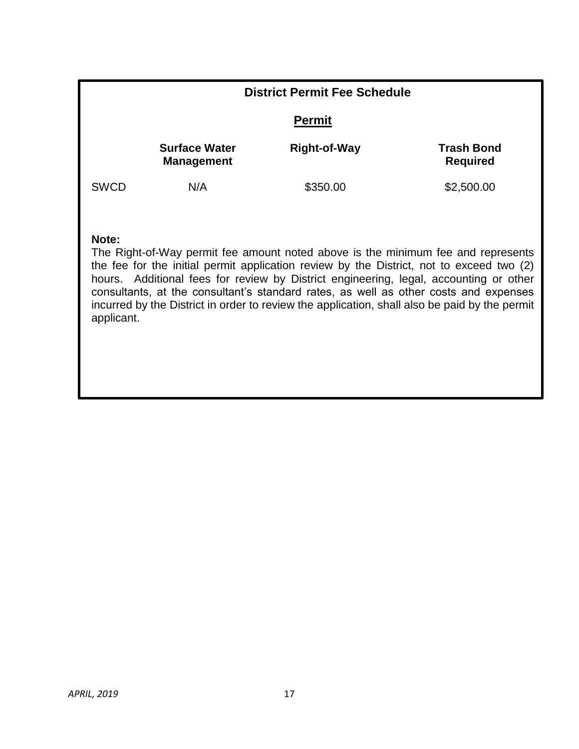## District Permit Fee Schedule

### Permit

| | Surface Water Management | Right-of-Way | Trash Bond Required |
|---|---|---|---|
| SWCD | N/A | \$350.00 | \$2,500.00 |

**Note:**
The Right-of-Way permit fee amount noted above is the minimum fee and represents the fee for the initial permit application review by the District, not to exceed two (2) hours. Additional fees for review by District engineering, legal, accounting or other consultants, at the consultant's standard rates, as well as other costs and expenses incurred by the District in order to review the application, shall also be paid by the permit applicant.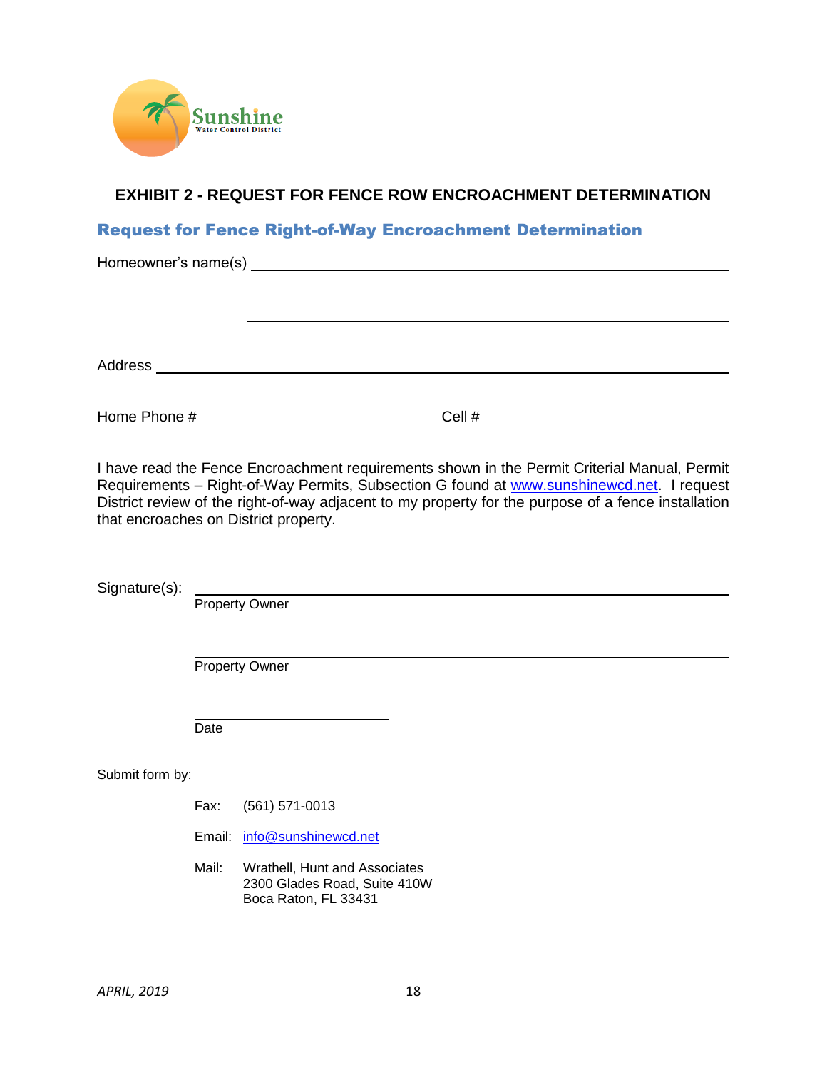Sunshine
Water Control District

## EXHIBIT 2 - REQUEST FOR FENCE ROW ENCROACHMENT DETERMINATION

### Request for Fence Right-of-Way Encroachment Determination

Homeowner's name(s) \_\_\_\_\_\_\_\_\_\_\_\_\_\_\_\_\_\_\_\_\_\_\_\_\_\_\_\_\_\_\_\_\_\_\_\_\_\_\_\_

\_\_\_\_\_\_\_\_\_\_\_\_\_\_\_\_\_\_\_\_\_\_\_\_\_\_\_\_\_\_\_\_\_\_\_\_\_\_\_\_

Address \_\_\_\_\_\_\_\_\_\_\_\_\_\_\_\_\_\_\_\_\_\_\_\_\_\_\_\_\_\_\_\_\_\_\_\_\_\_\_\_\_\_\_\_\_\_\_\_

Home Phone # \_\_\_\_\_\_\_\_\_\_\_\_\_\_\_\_\_\_\_\_ Cell # \_\_\_\_\_\_\_\_\_\_\_\_\_\_\_\_\_\_\_\_

I have read the Fence Encroachment requirements shown in the Permit Criterial Manual, Permit Requirements – Right-of-Way Permits, Subsection G found at www.sunshinewcd.net. I request District review of the right-of-way adjacent to my property for the purpose of a fence installation that encroaches on District property.

Signature(s): \_\_\_\_\_\_\_\_\_\_\_\_\_\_\_\_\_\_\_\_\_\_\_\_\_\_\_\_\_\_\_\_\_\_\_\_\_\_\_\_
Property Owner

\_\_\_\_\_\_\_\_\_\_\_\_\_\_\_\_\_\_\_\_\_\_\_\_\_\_\_\_\_\_\_\_\_\_\_\_\_\_\_\_
Property Owner

\_\_\_\_\_\_\_\_\_\_\_\_\_\_\_\_\_\_\_\_
Date

Submit form by:

Fax: (561) 571-0013

Email: info@sunshinewcd.net

Mail: Wrathell, Hunt and Associates
2300 Glades Road, Suite 410W
Boca Raton, FL 33431

*APRIL, 2019*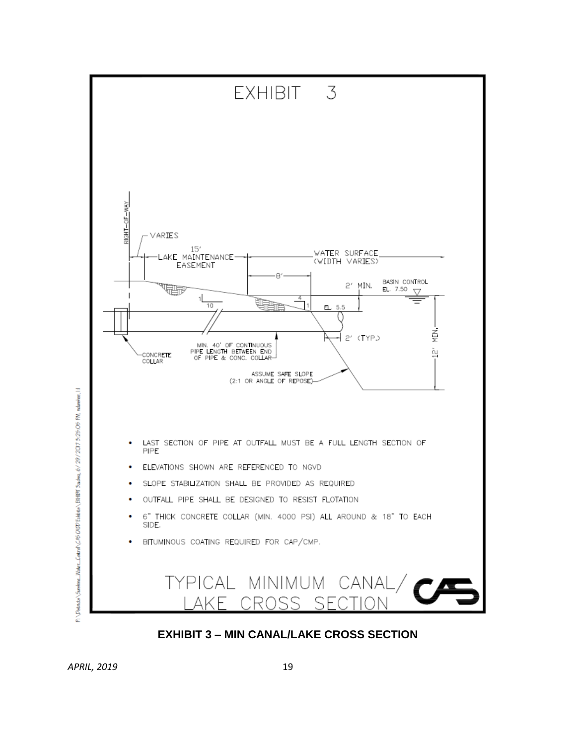# EXHIBIT 3

RIGHT-OF-WAY

VARIES

15' LAKE MAINTENANCE EASEMENT

WATER SURFACE (WIDTH VARIES)

8'

2' MIN.

BASIN CONTROL EL. 7.50

1 / 10

4 / 1

EL. 5.5

2' (TYP.)

12' MIN.

CONCRETE COLLAR

MIN. 40' OF CONTINUOUS PIPE LENGTH BETWEEN END OF PIPE & CONC. COLLAR

ASSUME SAFE SLOPE (2:1 OR ANGLE OF REPOSE)

- LAST SECTION OF PIPE AT OUTFALL MUST BE A FULL LENGTH SECTION OF PIPE
- ELEVATIONS SHOWN ARE REFERENCED TO NGVD
- SLOPE STABILIZATION SHALL BE PROVIDED AS REQUIRED
- OUTFALL PIPE SHALL BE DESIGNED TO RESIST FLOTATION
- 6" THICK CONCRETE COLLAR (MIN. 4000 PSI) ALL AROUND & 18" TO EACH SIDE.
- BITUMINOUS COATING REQUIRED FOR CAP/CMP.

TYPICAL MINIMUM CANAL/ LAKE CROSS SECTION

**EXHIBIT 3 – MIN CANAL/LAKE CROSS SECTION**

*APRIL, 2019*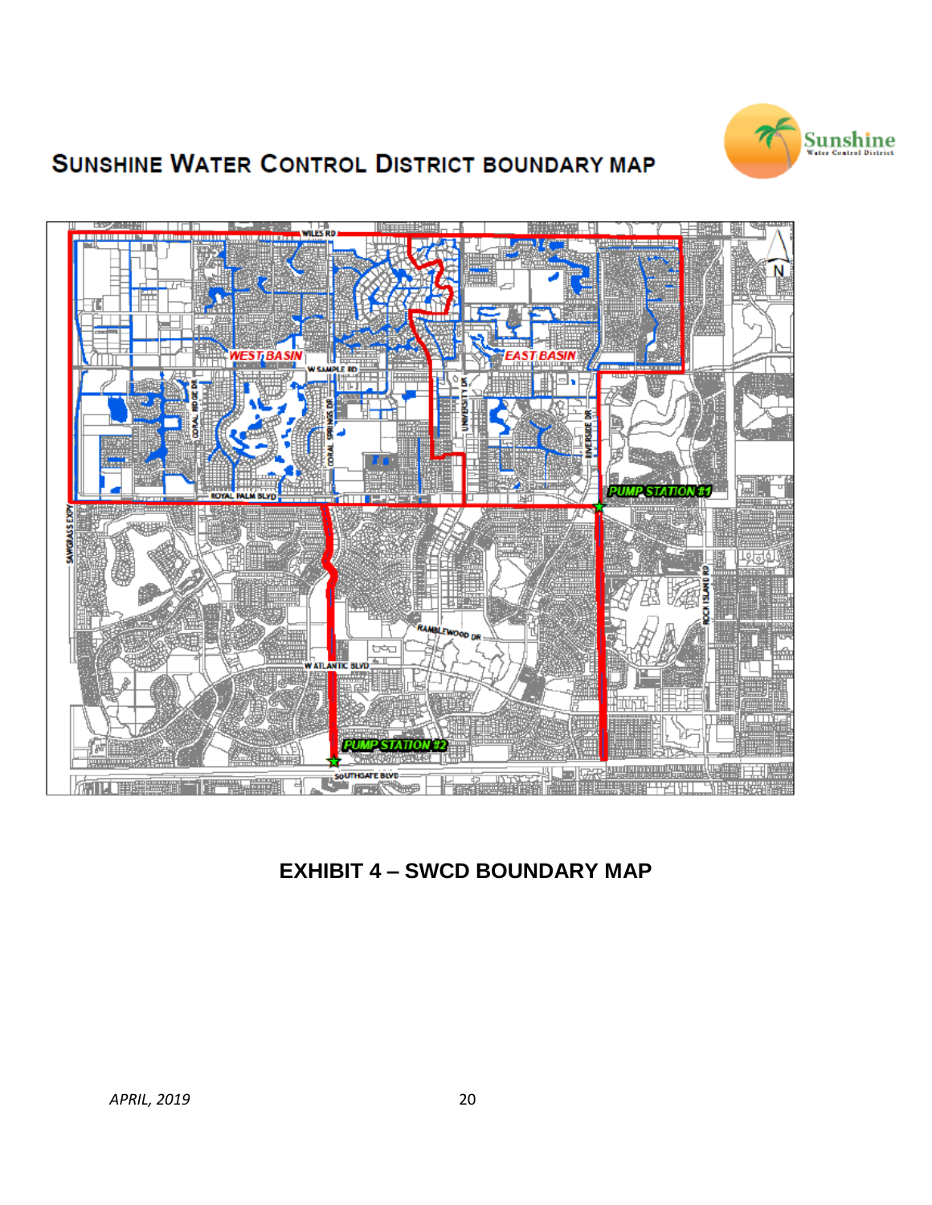# Sunshine Water Control District Boundary Map

Sunshine
Water Control District

WILES RD

WEST BASIN

EAST BASIN

W SAMPLE RD

CORAL RIDGE DR

CORAL SPRINGS DR

UNIVERSITY DR

RIVERSIDE DR

ROYAL PALM BLVD

PUMP STATION #1

SAWGRASS EXPY

ROCK ISLAND RD

RAMBLEWOOD DR

W ATLANTIC BLVD

PUMP STATION #2

SOUTHGATE BLVD

N

**EXHIBIT 4 – SWCD BOUNDARY MAP**

*APRIL, 2019*